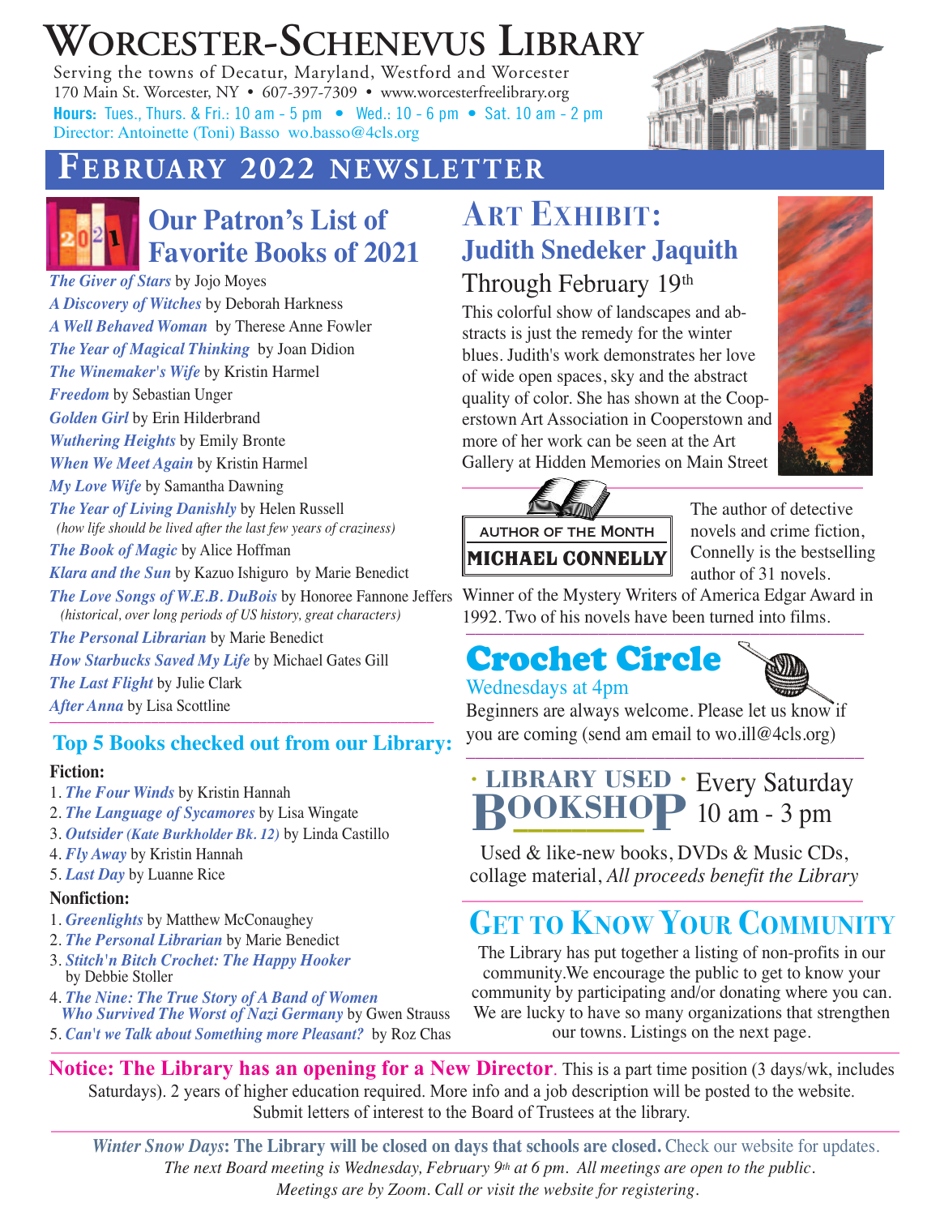# Worcester-Schenevus Library

Serving the towns of Decatur, Maryland, Westford and Worcester
170 Main St. Worcester, NY • 607-397-7309 • www.worcesterfreelibrary.org
**Hours:** Tues., Thurs. & Fri.: 10 am - 5 pm • Wed.: 10 - 6 pm • Sat. 10 am - 2 pm
Director: Antoinette (Toni) Basso wo.basso@4cls.org

## February 2022 Newsletter

### Our Patron's List of Favorite Books of 2021

*The Giver of Stars* by Jojo Moyes
*A Discovery of Witches* by Deborah Harkness
*A Well Behaved Woman* by Therese Anne Fowler
*The Year of Magical Thinking* by Joan Didion
*The Winemaker's Wife* by Kristin Harmel
*Freedom* by Sebastian Unger
*Golden Girl* by Erin Hilderbrand
*Wuthering Heights* by Emily Bronte
*When We Meet Again* by Kristin Harmel
*My Love Wife* by Samantha Dawning
*The Year of Living Danishly* by Helen Russell
*(how life should be lived after the last few years of craziness)*
*The Book of Magic* by Alice Hoffman
*Klara and the Sun* by Kazuo Ishiguro by Marie Benedict
*The Love Songs of W.E.B. DuBois* by Honoree Fannone Jeffers
*(historical, over long periods of US history, great characters)*
*The Personal Librarian* by Marie Benedict
*How Starbucks Saved My Life* by Michael Gates Gill
*The Last Flight* by Julie Clark
*After Anna* by Lisa Scottline

### Top 5 Books checked out from our Library:

**Fiction:**

1. *The Four Winds* by Kristin Hannah
2. *The Language of Sycamores* by Lisa Wingate
3. *Outsider (Kate Burkholder Bk. 12)* by Linda Castillo
4. *Fly Away* by Kristin Hannah
5. *Last Day* by Luanne Rice

**Nonfiction:**

1. *Greenlights* by Matthew McConaughey
2. *The Personal Librarian* by Marie Benedict
3. *Stitch'n Bitch Crochet: The Happy Hooker* by Debbie Stoller
4. *The Nine: The True Story of A Band of Women Who Survived The Worst of Nazi Germany* by Gwen Strauss
5. *Can't we Talk about Something more Pleasant?* by Roz Chas

### Art Exhibit: Judith Snedeker Jaquith

Through February 19th

This colorful show of landscapes and abstracts is just the remedy for the winter blues. Judith's work demonstrates her love of wide open spaces, sky and the abstract quality of color. She has shown at the Cooperstown Art Association in Cooperstown and more of her work can be seen at the Art Gallery at Hidden Memories on Main Street

### Author of the Month: Michael Connelly

The author of detective novels and crime fiction, Connelly is the bestselling author of 31 novels. Winner of the Mystery Writers of America Edgar Award in 1992. Two of his novels have been turned into films.

### Crochet Circle

Wednesdays at 4pm

Beginners are always welcome. Please let us know if you are coming (send am email to wo.ill@4cls.org)

### Library Used Bookshop

Every Saturday 10 am - 3 pm

Used & like-new books, DVDs & Music CDs, collage material, *All proceeds benefit the Library*

### Get to Know Your Community

The Library has put together a listing of non-profits in our community.We encourage the public to get to know your community by participating and/or donating where you can. We are lucky to have so many organizations that strengthen our towns. Listings on the next page.

**Notice: The Library has an opening for a New Director**. This is a part time position (3 days/wk, includes Saturdays). 2 years of higher education required. More info and a job description will be posted to the website. Submit letters of interest to the Board of Trustees at the library.

***Winter Snow Days*: The Library will be closed on days that schools are closed.** Check our website for updates.
*The next Board meeting is Wednesday, February 9th at 6 pm. All meetings are open to the public. Meetings are by Zoom. Call or visit the website for registering.*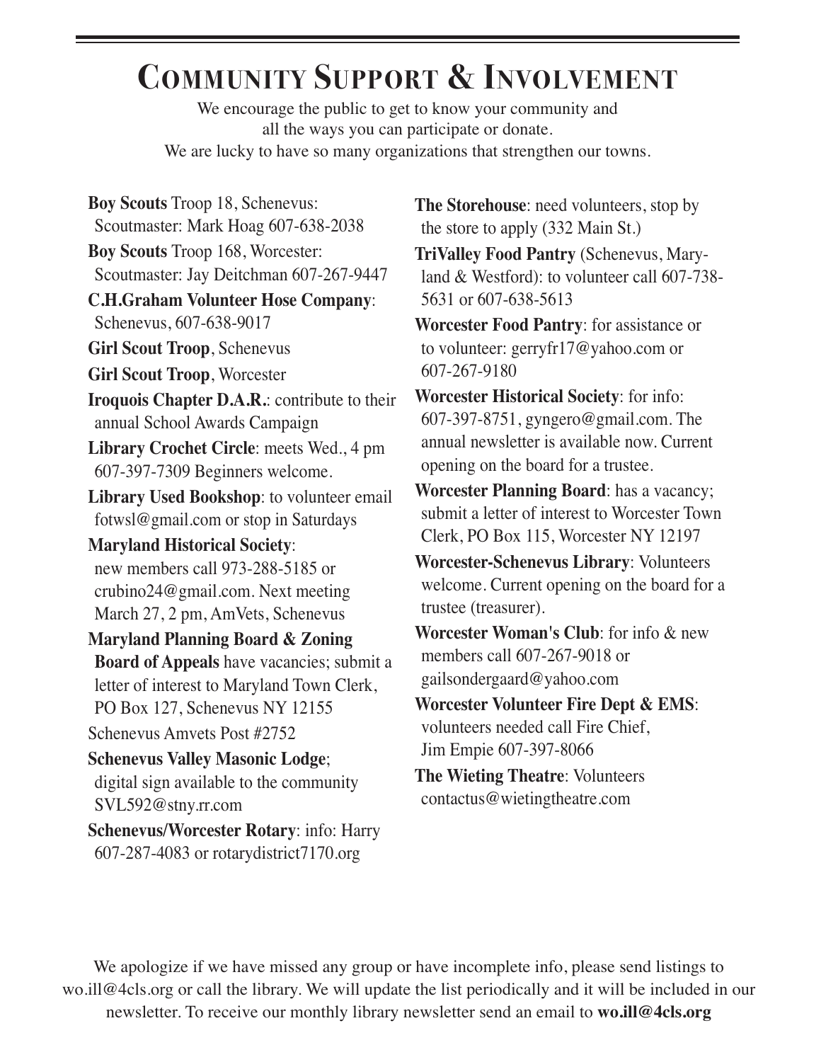# Community Support & Involvement

We encourage the public to get to know your community and all the ways you can participate or donate.
We are lucky to have so many organizations that strengthen our towns.

**Boy Scouts** Troop 18, Schenevus: Scoutmaster: Mark Hoag 607-638-2038

**Boy Scouts** Troop 168, Worcester: Scoutmaster: Jay Deitchman 607-267-9447

**C.H.Graham Volunteer Hose Company**: Schenevus, 607-638-9017

**Girl Scout Troop**, Schenevus

**Girl Scout Troop**, Worcester

**Iroquois Chapter D.A.R.**: contribute to their annual School Awards Campaign

**Library Crochet Circle**: meets Wed., 4 pm 607-397-7309 Beginners welcome.

**Library Used Bookshop**: to volunteer email fotwsl@gmail.com or stop in Saturdays

**Maryland Historical Society**: new members call 973-288-5185 or crubino24@gmail.com. Next meeting March 27, 2 pm, AmVets, Schenevus

**Maryland Planning Board & Zoning Board of Appeals** have vacancies; submit a letter of interest to Maryland Town Clerk, PO Box 127, Schenevus NY 12155

Schenevus Amvets Post #2752

**Schenevus Valley Masonic Lodge**; digital sign available to the community SVL592@stny.rr.com

**Schenevus/Worcester Rotary**: info: Harry 607-287-4083 or rotarydistrict7170.org

**The Storehouse**: need volunteers, stop by the store to apply (332 Main St.)

**TriValley Food Pantry** (Schenevus, Maryland & Westford): to volunteer call 607-738-5631 or 607-638-5613

**Worcester Food Pantry**: for assistance or to volunteer: gerryfr17@yahoo.com or 607-267-9180

**Worcester Historical Society**: for info: 607-397-8751, gyngero@gmail.com. The annual newsletter is available now. Current opening on the board for a trustee.

**Worcester Planning Board**: has a vacancy; submit a letter of interest to Worcester Town Clerk, PO Box 115, Worcester NY 12197

**Worcester-Schenevus Library**: Volunteers welcome. Current opening on the board for a trustee (treasurer).

**Worcester Woman's Club**: for info & new members call 607-267-9018 or gailsondergaard@yahoo.com

**Worcester Volunteer Fire Dept & EMS**: volunteers needed call Fire Chief, Jim Empie 607-397-8066

**The Wieting Theatre**: Volunteers contactus@wietingtheatre.com

We apologize if we have missed any group or have incomplete info, please send listings to wo.ill@4cls.org or call the library. We will update the list periodically and it will be included in our newsletter. To receive our monthly library newsletter send an email to **wo.ill@4cls.org**